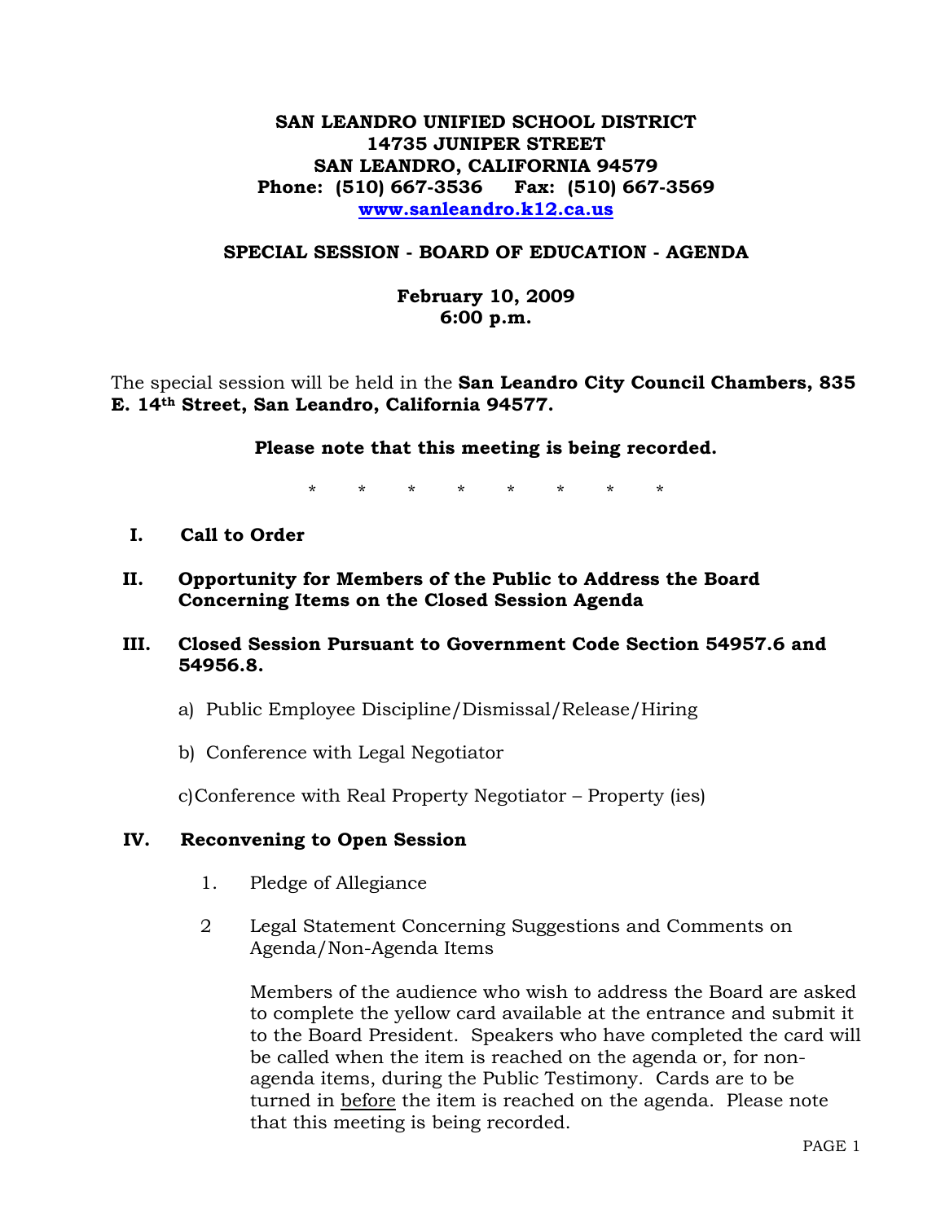**SAN LEANDRO UNIFIED SCHOOL DISTRICT**
**14735 JUNIPER STREET**
**SAN LEANDRO, CALIFORNIA 94579**
**Phone: (510) 667-3536 Fax: (510) 667-3569**
**www.sanleandro.k12.ca.us**

# SPECIAL SESSION - BOARD OF EDUCATION - AGENDA

**February 10, 2009**
**6:00 p.m.**

The special session will be held in the **San Leandro City Council Chambers, 835 E. 14th Street, San Leandro, California 94577.**

**Please note that this meeting is being recorded.**

\* \* \* \* \* \* \* \*

## I. Call to Order

## II. Opportunity for Members of the Public to Address the Board Concerning Items on the Closed Session Agenda

## III. Closed Session Pursuant to Government Code Section 54957.6 and 54956.8.

a) Public Employee Discipline/Dismissal/Release/Hiring

b) Conference with Legal Negotiator

c) Conference with Real Property Negotiator – Property (ies)

## IV. Reconvening to Open Session

1. Pledge of Allegiance

2 Legal Statement Concerning Suggestions and Comments on Agenda/Non-Agenda Items

Members of the audience who wish to address the Board are asked to complete the yellow card available at the entrance and submit it to the Board President. Speakers who have completed the card will be called when the item is reached on the agenda or, for non-agenda items, during the Public Testimony. Cards are to be turned in before the item is reached on the agenda. Please note that this meeting is being recorded.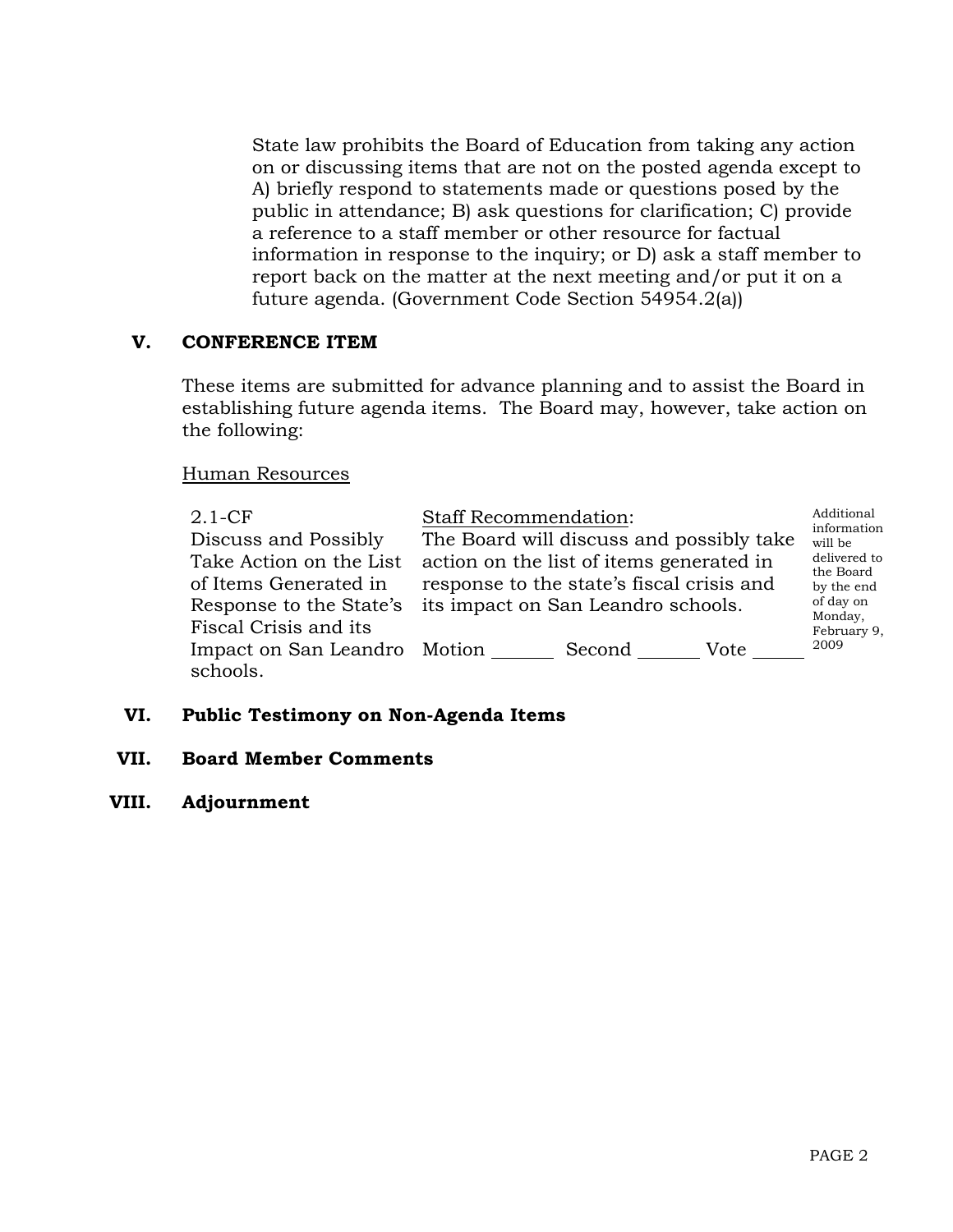State law prohibits the Board of Education from taking any action on or discussing items that are not on the posted agenda except to A) briefly respond to statements made or questions posed by the public in attendance; B) ask questions for clarification; C) provide a reference to a staff member or other resource for factual information in response to the inquiry; or D) ask a staff member to report back on the matter at the next meeting and/or put it on a future agenda. (Government Code Section 54954.2(a))

## V. CONFERENCE ITEM

These items are submitted for advance planning and to assist the Board in establishing future agenda items. The Board may, however, take action on the following:

Human Resources

| | | |
|---|---|---|
| 2.1-CF<br>Discuss and Possibly Take Action on the List of Items Generated in Response to the State's Fiscal Crisis and its Impact on San Leandro schools. | Staff Recommendation:<br>The Board will discuss and possibly take action on the list of items generated in response to the state's fiscal crisis and its impact on San Leandro schools.<br><br>Motion _______ Second _______ Vote _____ | Additional information will be delivered to the Board by the end of day on Monday, February 9, 2009 |

## VI. Public Testimony on Non-Agenda Items

## VII. Board Member Comments

## VIII. Adjournment